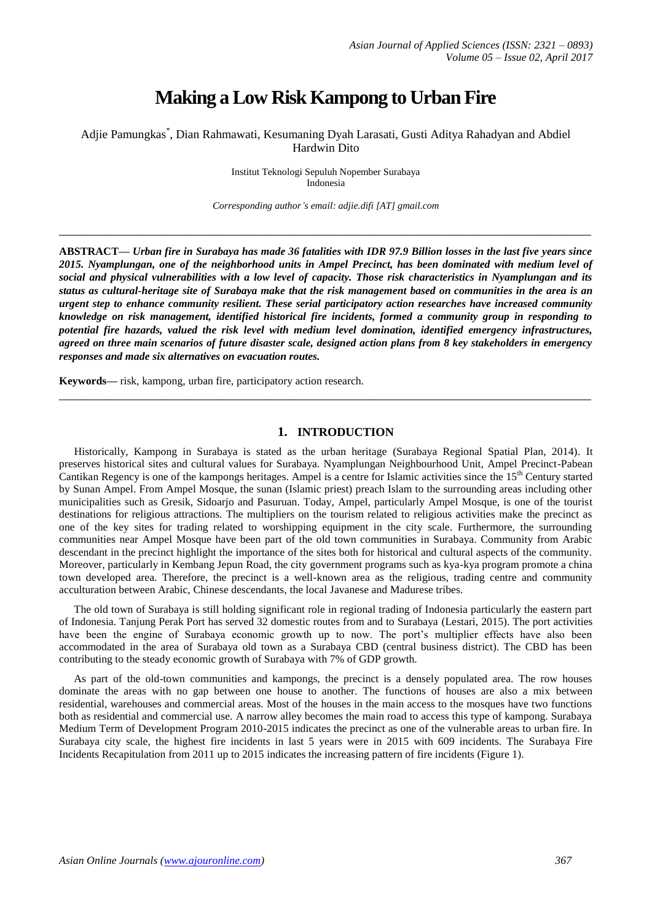# Making a Low Risk Kampong to Urban Fire

Adjie Pamungkas*, Dian Rahmawati, Kesumaning Dyah Larasati, Gusti Aditya Rahadyan and Abdiel Hardwin Dito

Institut Teknologi Sepuluh Nopember Surabaya
Indonesia

*Corresponding author's email: adjie.difi [AT] gmail.com*

---

**ABSTRACT—** ***Urban fire in Surabaya has made 36 fatalities with IDR 97.9 Billion losses in the last five years since 2015. Nyamplungan, one of the neighborhood units in Ampel Precinct, has been dominated with medium level of social and physical vulnerabilities with a low level of capacity. Those risk characteristics in Nyamplungan and its status as cultural-heritage site of Surabaya make that the risk management based on communities in the area is an urgent step to enhance community resilient. These serial participatory action researches have increased community knowledge on risk management, identified historical fire incidents, formed a community group in responding to potential fire hazards, valued the risk level with medium level domination, identified emergency infrastructures, agreed on three main scenarios of future disaster scale, designed action plans from 8 key stakeholders in emergency responses and made six alternatives on evacuation routes.***

**Keywords—** risk, kampong, urban fire, participatory action research.

---

## 1. INTRODUCTION

Historically, Kampong in Surabaya is stated as the urban heritage (Surabaya Regional Spatial Plan, 2014). It preserves historical sites and cultural values for Surabaya. Nyamplungan Neighbourhood Unit, Ampel Precinct-Pabean Cantikan Regency is one of the kampongs heritages. Ampel is a centre for Islamic activities since the 15th Century started by Sunan Ampel. From Ampel Mosque, the sunan (Islamic priest) preach Islam to the surrounding areas including other municipalities such as Gresik, Sidoarjo and Pasuruan. Today, Ampel, particularly Ampel Mosque, is one of the tourist destinations for religious attractions. The multipliers on the tourism related to religious activities make the precinct as one of the key sites for trading related to worshipping equipment in the city scale. Furthermore, the surrounding communities near Ampel Mosque have been part of the old town communities in Surabaya. Community from Arabic descendant in the precinct highlight the importance of the sites both for historical and cultural aspects of the community. Moreover, particularly in Kembang Jepun Road, the city government programs such as kya-kya program promote a china town developed area. Therefore, the precinct is a well-known area as the religious, trading centre and community acculturation between Arabic, Chinese descendants, the local Javanese and Madurese tribes.

The old town of Surabaya is still holding significant role in regional trading of Indonesia particularly the eastern part of Indonesia. Tanjung Perak Port has served 32 domestic routes from and to Surabaya (Lestari, 2015). The port activities have been the engine of Surabaya economic growth up to now. The port's multiplier effects have also been accommodated in the area of Surabaya old town as a Surabaya CBD (central business district). The CBD has been contributing to the steady economic growth of Surabaya with 7% of GDP growth.

As part of the old-town communities and kampongs, the precinct is a densely populated area. The row houses dominate the areas with no gap between one house to another. The functions of houses are also a mix between residential, warehouses and commercial areas. Most of the houses in the main access to the mosques have two functions both as residential and commercial use. A narrow alley becomes the main road to access this type of kampong. Surabaya Medium Term of Development Program 2010-2015 indicates the precinct as one of the vulnerable areas to urban fire. In Surabaya city scale, the highest fire incidents in last 5 years were in 2015 with 609 incidents. The Surabaya Fire Incidents Recapitulation from 2011 up to 2015 indicates the increasing pattern of fire incidents (Figure 1).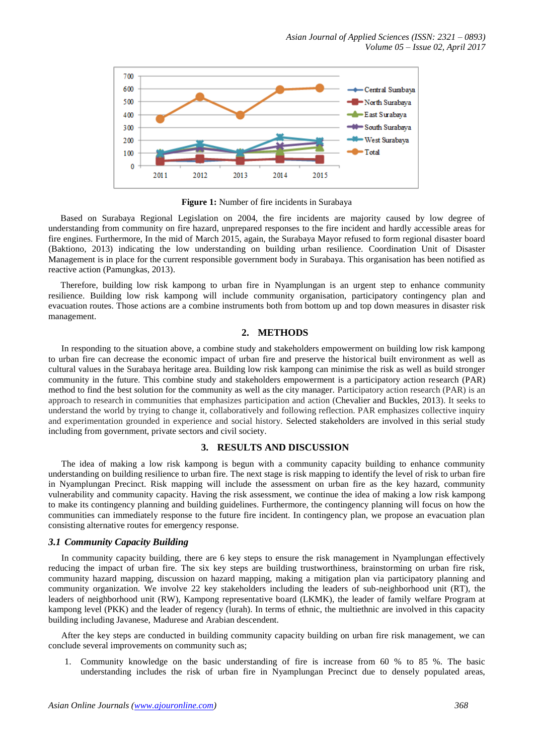**Figure 1:** Number of fire incidents in Surabaya

Based on Surabaya Regional Legislation on 2004, the fire incidents are majority caused by low degree of understanding from community on fire hazard, unprepared responses to the fire incident and hardly accessible areas for fire engines. Furthermore, In the mid of March 2015, again, the Surabaya Mayor refused to form regional disaster board (Baktiono, 2013) indicating the low understanding on building urban resilience. Coordination Unit of Disaster Management is in place for the current responsible government body in Surabaya. This organisation has been notified as reactive action (Pamungkas, 2013).

Therefore, building low risk kampong to urban fire in Nyamplungan is an urgent step to enhance community resilience. Building low risk kampong will include community organisation, participatory contingency plan and evacuation routes. Those actions are a combine instruments both from bottom up and top down measures in disaster risk management.

## 2. METHODS

In responding to the situation above, a combine study and stakeholders empowerment on building low risk kampong to urban fire can decrease the economic impact of urban fire and preserve the historical built environment as well as cultural values in the Surabaya heritage area. Building low risk kampong can minimise the risk as well as build stronger community in the future. This combine study and stakeholders empowerment is a participatory action research (PAR) method to find the best solution for the community as well as the city manager. Participatory action research (PAR) is an approach to research in communities that emphasizes participation and action (Chevalier and Buckles, 2013). It seeks to understand the world by trying to change it, collaboratively and following reflection. PAR emphasizes collective inquiry and experimentation grounded in experience and social history. Selected stakeholders are involved in this serial study including from government, private sectors and civil society.

## 3. RESULTS AND DISCUSSION

The idea of making a low risk kampong is begun with a community capacity building to enhance community understanding on building resilience to urban fire. The next stage is risk mapping to identify the level of risk to urban fire in Nyamplungan Precinct. Risk mapping will include the assessment on urban fire as the key hazard, community vulnerability and community capacity. Having the risk assessment, we continue the idea of making a low risk kampong to make its contingency planning and building guidelines. Furthermore, the contingency planning will focus on how the communities can immediately response to the future fire incident. In contingency plan, we propose an evacuation plan consisting alternative routes for emergency response.

### *3.1 Community Capacity Building*

In community capacity building, there are 6 key steps to ensure the risk management in Nyamplungan effectively reducing the impact of urban fire. The six key steps are building trustworthiness, brainstorming on urban fire risk, community hazard mapping, discussion on hazard mapping, making a mitigation plan via participatory planning and community organization. We involve 22 key stakeholders including the leaders of sub-neighborhood unit (RT), the leaders of neighborhood unit (RW), Kampong representative board (LKMK), the leader of family welfare Program at kampong level (PKK) and the leader of regency (lurah). In terms of ethnic, the multiethnic are involved in this capacity building including Javanese, Madurese and Arabian descendent.

After the key steps are conducted in building community capacity building on urban fire risk management, we can conclude several improvements on community such as;

1. Community knowledge on the basic understanding of fire is increase from 60 % to 85 %. The basic understanding includes the risk of urban fire in Nyamplungan Precinct due to densely populated areas,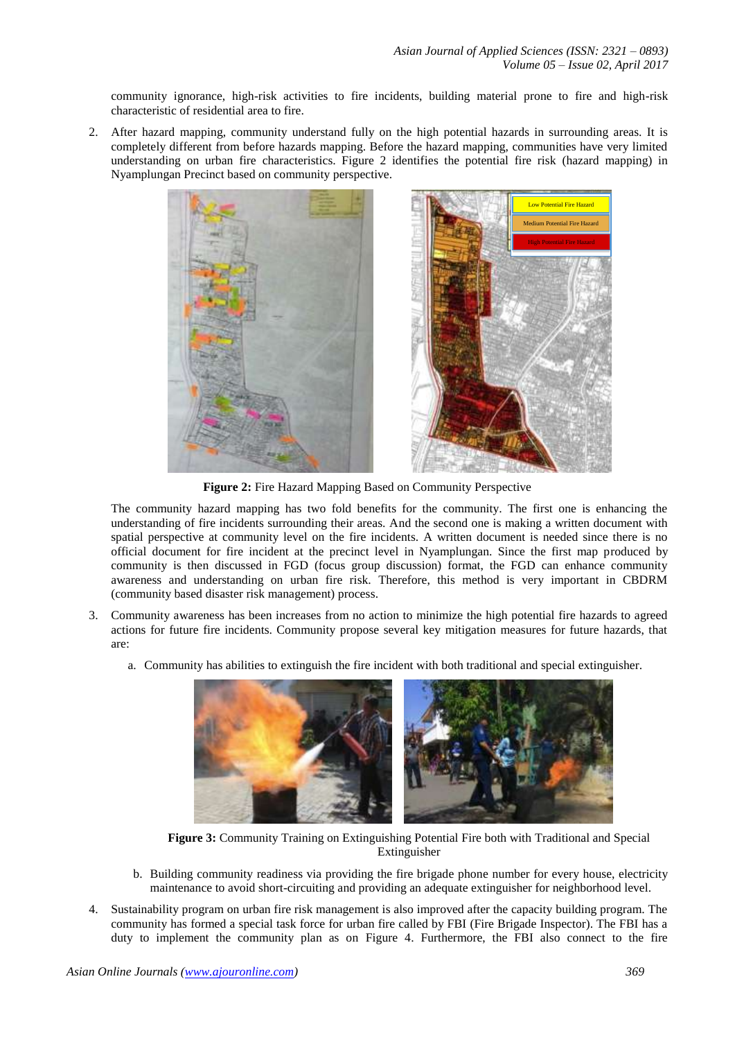community ignorance, high-risk activities to fire incidents, building material prone to fire and high-risk characteristic of residential area to fire.

2. After hazard mapping, community understand fully on the high potential hazards in surrounding areas. It is completely different from before hazards mapping. Before the hazard mapping, communities have very limited understanding on urban fire characteristics. Figure 2 identifies the potential fire risk (hazard mapping) in Nyamplungan Precinct based on community perspective.

**Figure 2:** Fire Hazard Mapping Based on Community Perspective

The community hazard mapping has two fold benefits for the community. The first one is enhancing the understanding of fire incidents surrounding their areas. And the second one is making a written document with spatial perspective at community level on the fire incidents. A written document is needed since there is no official document for fire incident at the precinct level in Nyamplungan. Since the first map produced by community is then discussed in FGD (focus group discussion) format, the FGD can enhance community awareness and understanding on urban fire risk. Therefore, this method is very important in CBDRM (community based disaster risk management) process.

3. Community awareness has been increases from no action to minimize the high potential fire hazards to agreed actions for future fire incidents. Community propose several key mitigation measures for future hazards, that are:

   a. Community has abilities to extinguish the fire incident with both traditional and special extinguisher.

   **Figure 3:** Community Training on Extinguishing Potential Fire both with Traditional and Special Extinguisher

   b. Building community readiness via providing the fire brigade phone number for every house, electricity maintenance to avoid short-circuiting and providing an adequate extinguisher for neighborhood level.

4. Sustainability program on urban fire risk management is also improved after the capacity building program. The community has formed a special task force for urban fire called by FBI (Fire Brigade Inspector). The FBI has a duty to implement the community plan as on Figure 4. Furthermore, the FBI also connect to the fire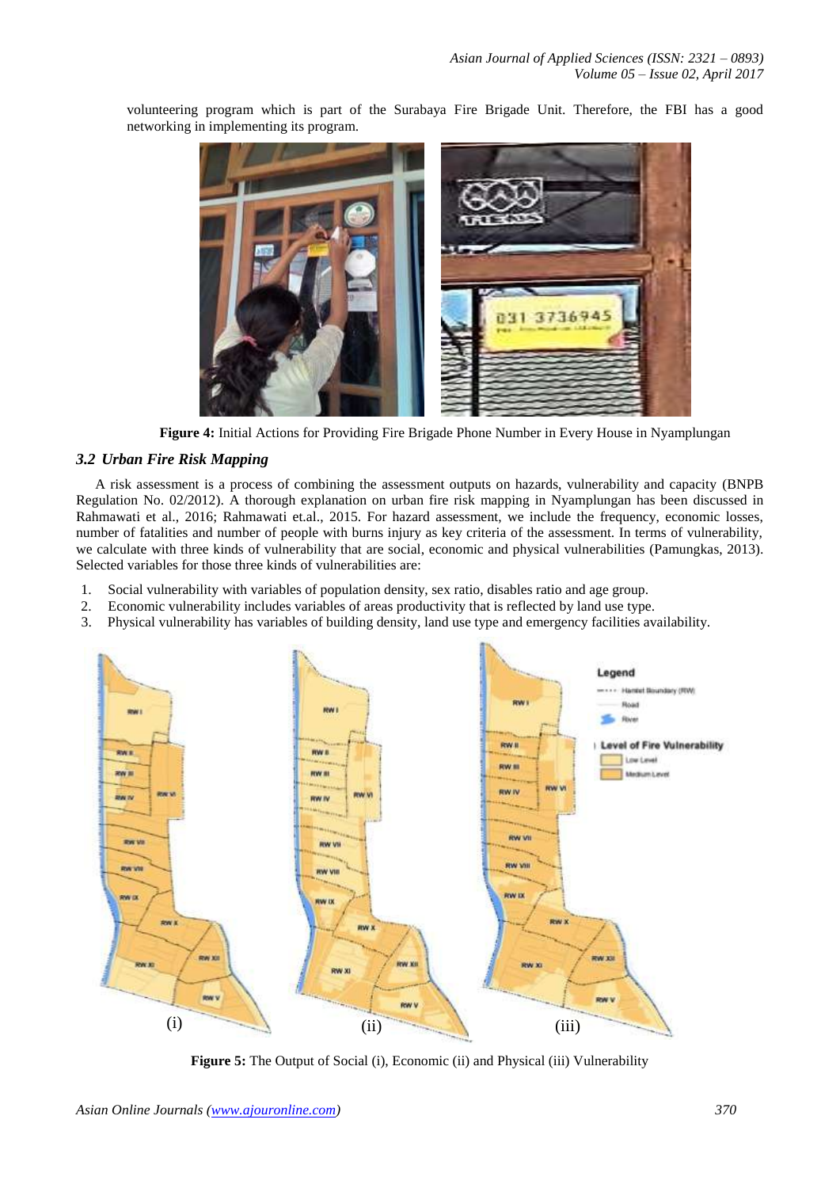volunteering program which is part of the Surabaya Fire Brigade Unit. Therefore, the FBI has a good networking in implementing its program.

**Figure 4:** Initial Actions for Providing Fire Brigade Phone Number in Every House in Nyamplungan

### *3.2 Urban Fire Risk Mapping*

A risk assessment is a process of combining the assessment outputs on hazards, vulnerability and capacity (BNPB Regulation No. 02/2012). A thorough explanation on urban fire risk mapping in Nyamplungan has been discussed in Rahmawati et al., 2016; Rahmawati et.al., 2015. For hazard assessment, we include the frequency, economic losses, number of fatalities and number of people with burns injury as key criteria of the assessment. In terms of vulnerability, we calculate with three kinds of vulnerability that are social, economic and physical vulnerabilities (Pamungkas, 2013). Selected variables for those three kinds of vulnerabilities are:

1. Social vulnerability with variables of population density, sex ratio, disables ratio and age group.
2. Economic vulnerability includes variables of areas productivity that is reflected by land use type.
3. Physical vulnerability has variables of building density, land use type and emergency facilities availability.

**Figure 5:** The Output of Social (i), Economic (ii) and Physical (iii) Vulnerability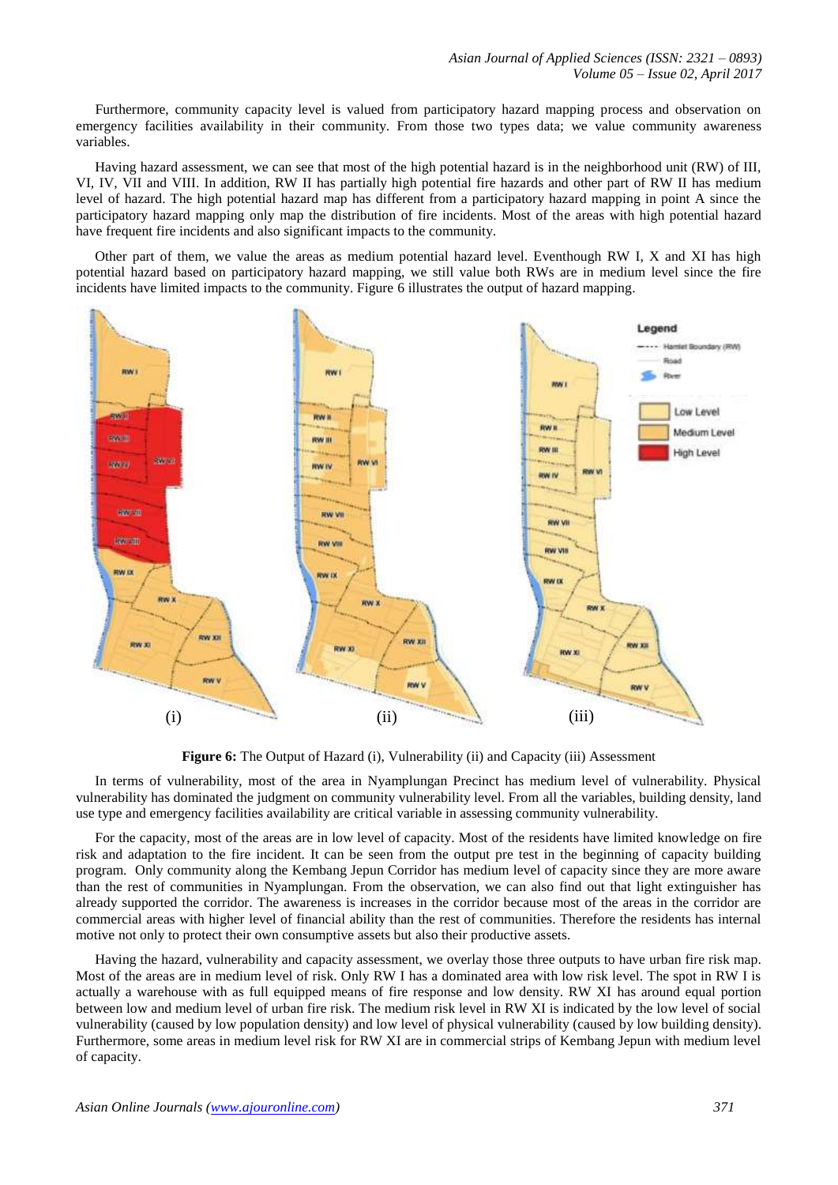Furthermore, community capacity level is valued from participatory hazard mapping process and observation on emergency facilities availability in their community. From those two types data; we value community awareness variables.

Having hazard assessment, we can see that most of the high potential hazard is in the neighborhood unit (RW) of III, VI, IV, VII and VIII. In addition, RW II has partially high potential fire hazards and other part of RW II has medium level of hazard. The high potential hazard map has different from a participatory hazard mapping in point A since the participatory hazard mapping only map the distribution of fire incidents. Most of the areas with high potential hazard have frequent fire incidents and also significant impacts to the community.

Other part of them, we value the areas as medium potential hazard level. Eventhough RW I, X and XI has high potential hazard based on participatory hazard mapping, we still value both RWs are in medium level since the fire incidents have limited impacts to the community. Figure 6 illustrates the output of hazard mapping.

**Figure 6:** The Output of Hazard (i), Vulnerability (ii) and Capacity (iii) Assessment

In terms of vulnerability, most of the area in Nyamplungan Precinct has medium level of vulnerability. Physical vulnerability has dominated the judgment on community vulnerability level. From all the variables, building density, land use type and emergency facilities availability are critical variable in assessing community vulnerability.

For the capacity, most of the areas are in low level of capacity. Most of the residents have limited knowledge on fire risk and adaptation to the fire incident. It can be seen from the output pre test in the beginning of capacity building program. Only community along the Kembang Jepun Corridor has medium level of capacity since they are more aware than the rest of communities in Nyamplungan. From the observation, we can also find out that light extinguisher has already supported the corridor. The awareness is increases in the corridor because most of the areas in the corridor are commercial areas with higher level of financial ability than the rest of communities. Therefore the residents has internal motive not only to protect their own consumptive assets but also their productive assets.

Having the hazard, vulnerability and capacity assessment, we overlay those three outputs to have urban fire risk map. Most of the areas are in medium level of risk. Only RW I has a dominated area with low risk level. The spot in RW I is actually a warehouse with as full equipped means of fire response and low density. RW XI has around equal portion between low and medium level of urban fire risk. The medium risk level in RW XI is indicated by the low level of social vulnerability (caused by low population density) and low level of physical vulnerability (caused by low building density). Furthermore, some areas in medium level risk for RW XI are in commercial strips of Kembang Jepun with medium level of capacity.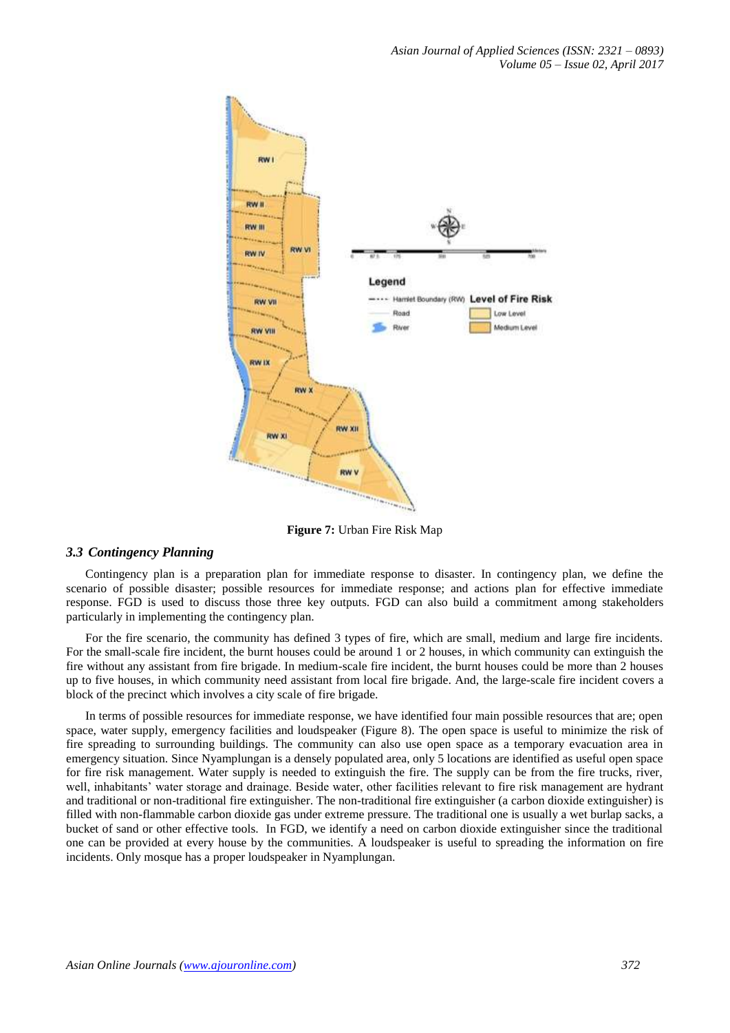**Figure 7:** Urban Fire Risk Map

### *3.3 Contingency Planning*

Contingency plan is a preparation plan for immediate response to disaster. In contingency plan, we define the scenario of possible disaster; possible resources for immediate response; and actions plan for effective immediate response. FGD is used to discuss those three key outputs. FGD can also build a commitment among stakeholders particularly in implementing the contingency plan.

For the fire scenario, the community has defined 3 types of fire, which are small, medium and large fire incidents. For the small-scale fire incident, the burnt houses could be around 1 or 2 houses, in which community can extinguish the fire without any assistant from fire brigade. In medium-scale fire incident, the burnt houses could be more than 2 houses up to five houses, in which community need assistant from local fire brigade. And, the large-scale fire incident covers a block of the precinct which involves a city scale of fire brigade.

In terms of possible resources for immediate response, we have identified four main possible resources that are; open space, water supply, emergency facilities and loudspeaker (Figure 8). The open space is useful to minimize the risk of fire spreading to surrounding buildings. The community can also use open space as a temporary evacuation area in emergency situation. Since Nyamplungan is a densely populated area, only 5 locations are identified as useful open space for fire risk management. Water supply is needed to extinguish the fire. The supply can be from the fire trucks, river, well, inhabitants' water storage and drainage. Beside water, other facilities relevant to fire risk management are hydrant and traditional or non-traditional fire extinguisher. The non-traditional fire extinguisher (a carbon dioxide extinguisher) is filled with non-flammable carbon dioxide gas under extreme pressure. The traditional one is usually a wet burlap sacks, a bucket of sand or other effective tools. In FGD, we identify a need on carbon dioxide extinguisher since the traditional one can be provided at every house by the communities. A loudspeaker is useful to spreading the information on fire incidents. Only mosque has a proper loudspeaker in Nyamplungan.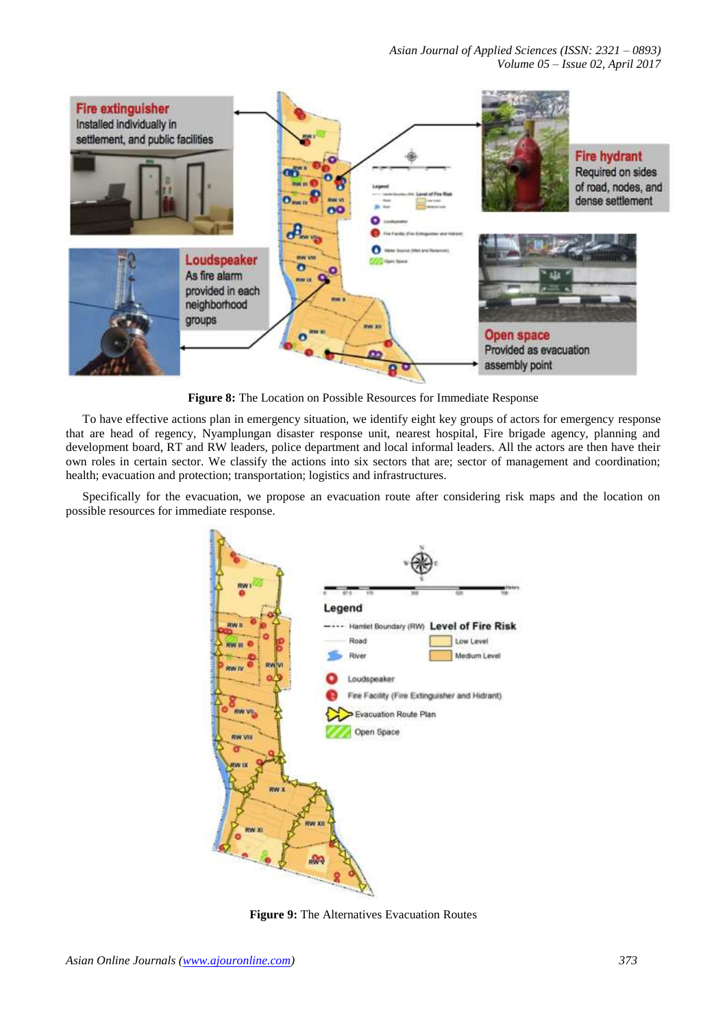**Figure 8:** The Location on Possible Resources for Immediate Response

To have effective actions plan in emergency situation, we identify eight key groups of actors for emergency response that are head of regency, Nyamplungan disaster response unit, nearest hospital, Fire brigade agency, planning and development board, RT and RW leaders, police department and local informal leaders. All the actors are then have their own roles in certain sector. We classify the actions into six sectors that are; sector of management and coordination; health; evacuation and protection; transportation; logistics and infrastructures.

Specifically for the evacuation, we propose an evacuation route after considering risk maps and the location on possible resources for immediate response.

**Figure 9:** The Alternatives Evacuation Routes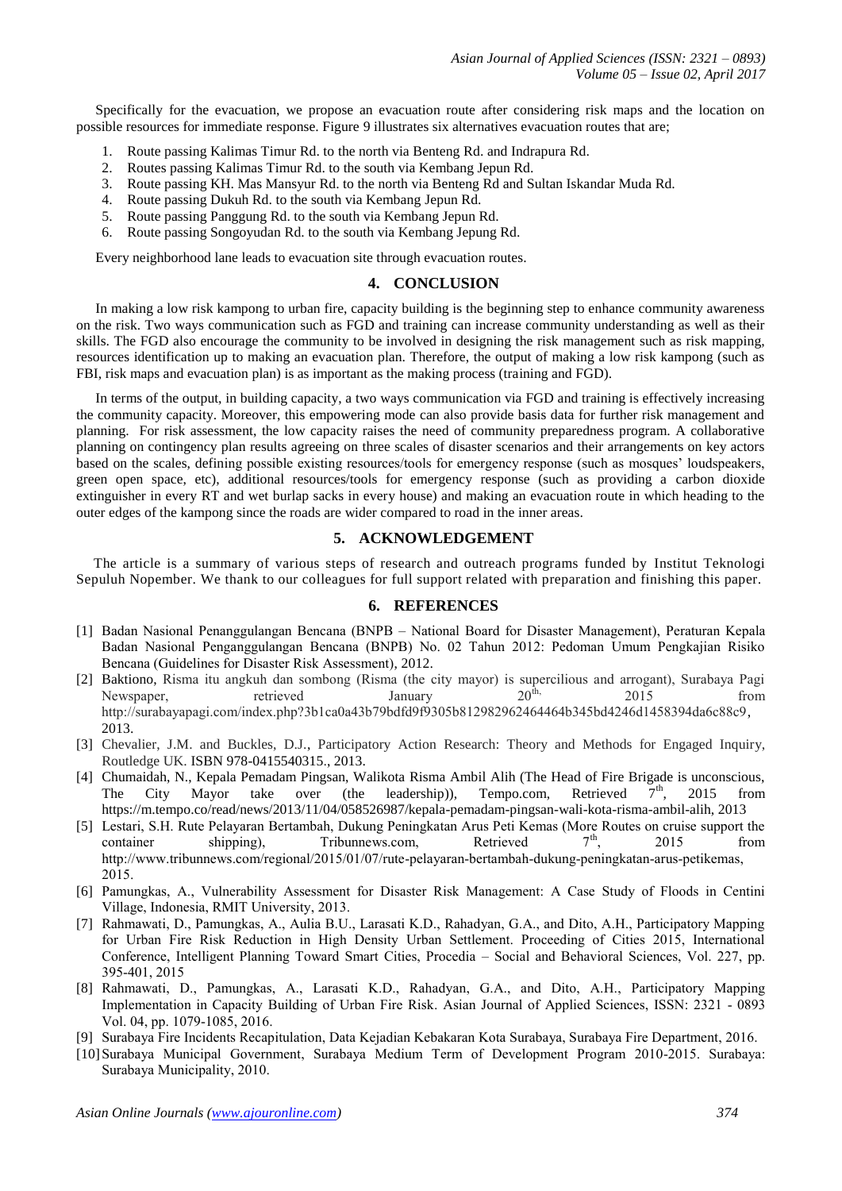Specifically for the evacuation, we propose an evacuation route after considering risk maps and the location on possible resources for immediate response. Figure 9 illustrates six alternatives evacuation routes that are;

1. Route passing Kalimas Timur Rd. to the north via Benteng Rd. and Indrapura Rd.
2. Routes passing Kalimas Timur Rd. to the south via Kembang Jepun Rd.
3. Route passing KH. Mas Mansyur Rd. to the north via Benteng Rd and Sultan Iskandar Muda Rd.
4. Route passing Dukuh Rd. to the south via Kembang Jepun Rd.
5. Route passing Panggung Rd. to the south via Kembang Jepun Rd.
6. Route passing Songoyudan Rd. to the south via Kembang Jepung Rd.

Every neighborhood lane leads to evacuation site through evacuation routes.

## 4. CONCLUSION

In making a low risk kampong to urban fire, capacity building is the beginning step to enhance community awareness on the risk. Two ways communication such as FGD and training can increase community understanding as well as their skills. The FGD also encourage the community to be involved in designing the risk management such as risk mapping, resources identification up to making an evacuation plan. Therefore, the output of making a low risk kampong (such as FBI, risk maps and evacuation plan) is as important as the making process (training and FGD).

In terms of the output, in building capacity, a two ways communication via FGD and training is effectively increasing the community capacity. Moreover, this empowering mode can also provide basis data for further risk management and planning. For risk assessment, the low capacity raises the need of community preparedness program. A collaborative planning on contingency plan results agreeing on three scales of disaster scenarios and their arrangements on key actors based on the scales, defining possible existing resources/tools for emergency response (such as mosques' loudspeakers, green open space, etc), additional resources/tools for emergency response (such as providing a carbon dioxide extinguisher in every RT and wet burlap sacks in every house) and making an evacuation route in which heading to the outer edges of the kampong since the roads are wider compared to road in the inner areas.

## 5. ACKNOWLEDGEMENT

The article is a summary of various steps of research and outreach programs funded by Institut Teknologi Sepuluh Nopember. We thank to our colleagues for full support related with preparation and finishing this paper.

## 6. REFERENCES

[1] Badan Nasional Penanggulangan Bencana (BNPB – National Board for Disaster Management), Peraturan Kepala Badan Nasional Penanggulangan Bencana (BNPB) No. 02 Tahun 2012: Pedoman Umum Pengkajian Risiko Bencana (Guidelines for Disaster Risk Assessment), 2012.

[2] Baktiono, Risma itu angkuh dan sombong (Risma (the city mayor) is supercilious and arrogant), Surabaya Pagi Newspaper, retrieved January 20th, 2015 from http://surabayapagi.com/index.php?3b1ca0a43b79bdfd9f9305b812982962464464b345bd4246d1458394da6c88c9, 2013.

[3] Chevalier, J.M. and Buckles, D.J., Participatory Action Research: Theory and Methods for Engaged Inquiry, Routledge UK. ISBN 978-0415540315., 2013.

[4] Chumaidah, N., Kepala Pemadam Pingsan, Walikota Risma Ambil Alih (The Head of Fire Brigade is unconscious, The City Mayor take over (the leadership)), Tempo.com, Retrieved 7th, 2015 from https://m.tempo.co/read/news/2013/11/04/058526987/kepala-pemadam-pingsan-wali-kota-risma-ambil-alih, 2013

[5] Lestari, S.H. Rute Pelayaran Bertambah, Dukung Peningkatan Arus Peti Kemas (More Routes on cruise support the container shipping), Tribunnews.com, Retrieved 7th, 2015 from http://www.tribunnews.com/regional/2015/01/07/rute-pelayaran-bertambah-dukung-peningkatan-arus-petikemas, 2015.

[6] Pamungkas, A., Vulnerability Assessment for Disaster Risk Management: A Case Study of Floods in Centini Village, Indonesia, RMIT University, 2013.

[7] Rahmawati, D., Pamungkas, A., Aulia B.U., Larasati K.D., Rahadyan, G.A., and Dito, A.H., Participatory Mapping for Urban Fire Risk Reduction in High Density Urban Settlement. Proceeding of Cities 2015, International Conference, Intelligent Planning Toward Smart Cities, Procedia – Social and Behavioral Sciences, Vol. 227, pp. 395-401, 2015

[8] Rahmawati, D., Pamungkas, A., Larasati K.D., Rahadyan, G.A., and Dito, A.H., Participatory Mapping Implementation in Capacity Building of Urban Fire Risk. Asian Journal of Applied Sciences, ISSN: 2321 - 0893 Vol. 04, pp. 1079-1085, 2016.

[9] Surabaya Fire Incidents Recapitulation, Data Kejadian Kebakaran Kota Surabaya, Surabaya Fire Department, 2016.

[10] Surabaya Municipal Government, Surabaya Medium Term of Development Program 2010-2015. Surabaya: Surabaya Municipality, 2010.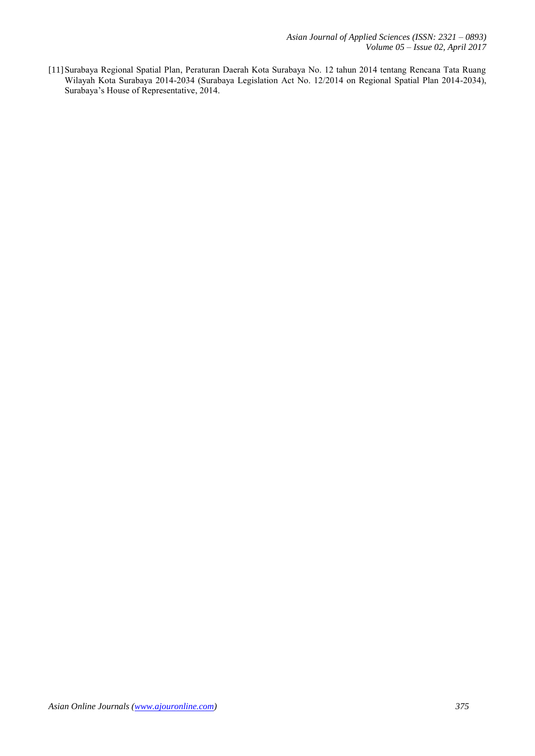[11] Surabaya Regional Spatial Plan, Peraturan Daerah Kota Surabaya No. 12 tahun 2014 tentang Rencana Tata Ruang Wilayah Kota Surabaya 2014-2034 (Surabaya Legislation Act No. 12/2014 on Regional Spatial Plan 2014-2034), Surabaya's House of Representative, 2014.